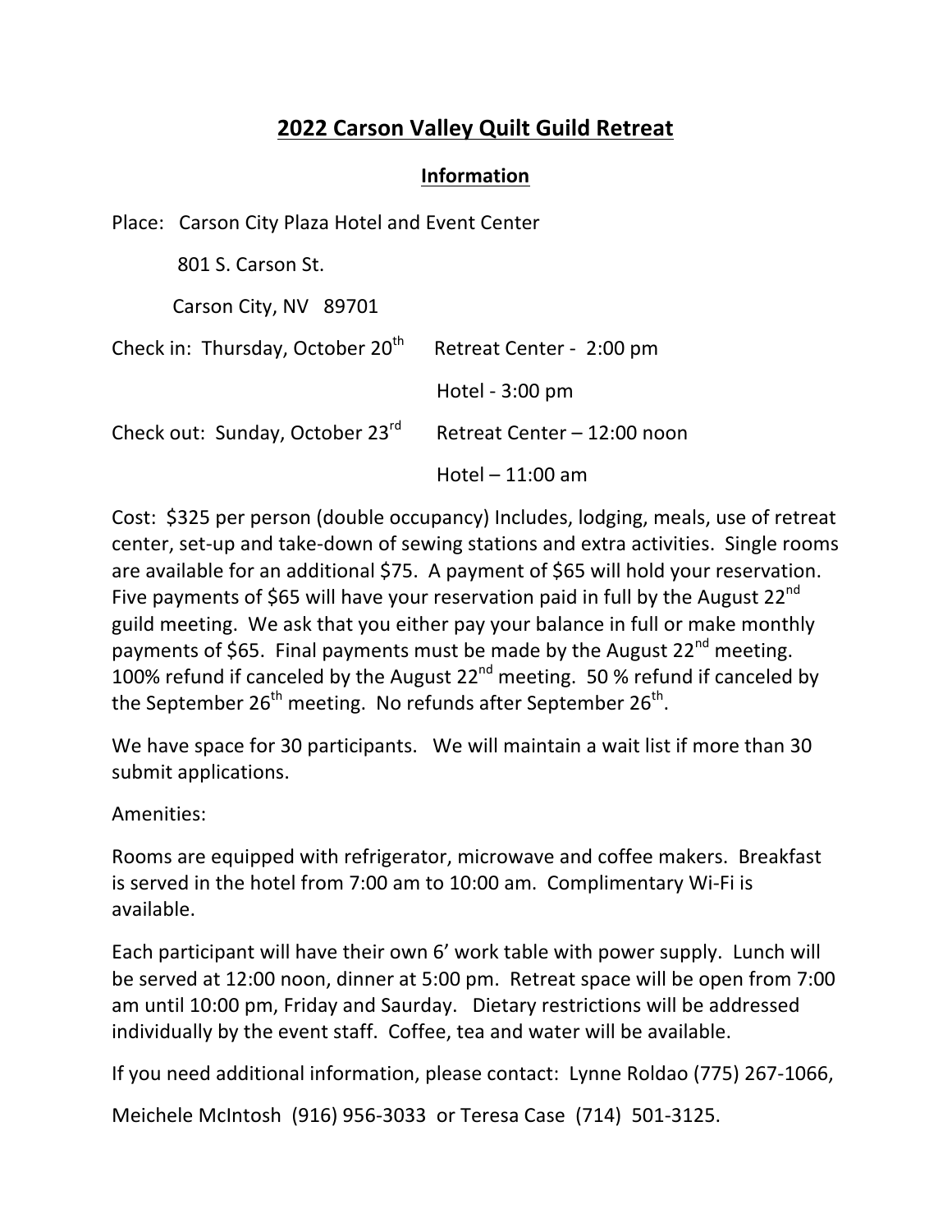# 2022 Carson Valley Quilt Guild Retreat

## Information

Place: Carson City Plaza Hotel and Event Center

801 S. Carson St.

Carson City, NV 89701

Check in: Thursday, October 20th — Retreat Center - 2:00 pm

Hotel - 3:00 pm

Check out: Sunday, October 23rd — Retreat Center – 12:00 noon

Hotel – 11:00 am

Cost: $325 per person (double occupancy) Includes, lodging, meals, use of retreat center, set-up and take-down of sewing stations and extra activities. Single rooms are available for an additional $75. A payment of $65 will hold your reservation. Five payments of $65 will have your reservation paid in full by the August 22nd guild meeting. We ask that you either pay your balance in full or make monthly payments of $65. Final payments must be made by the August 22nd meeting. 100% refund if canceled by the August 22nd meeting. 50 % refund if canceled by the September 26th meeting. No refunds after September 26th.

We have space for 30 participants. We will maintain a wait list if more than 30 submit applications.

Amenities:

Rooms are equipped with refrigerator, microwave and coffee makers. Breakfast is served in the hotel from 7:00 am to 10:00 am. Complimentary Wi-Fi is available.

Each participant will have their own 6' work table with power supply. Lunch will be served at 12:00 noon, dinner at 5:00 pm. Retreat space will be open from 7:00 am until 10:00 pm, Friday and Saurday. Dietary restrictions will be addressed individually by the event staff. Coffee, tea and water will be available.

If you need additional information, please contact: Lynne Roldao (775) 267-1066,

Meichele McIntosh (916) 956-3033 or Teresa Case (714) 501-3125.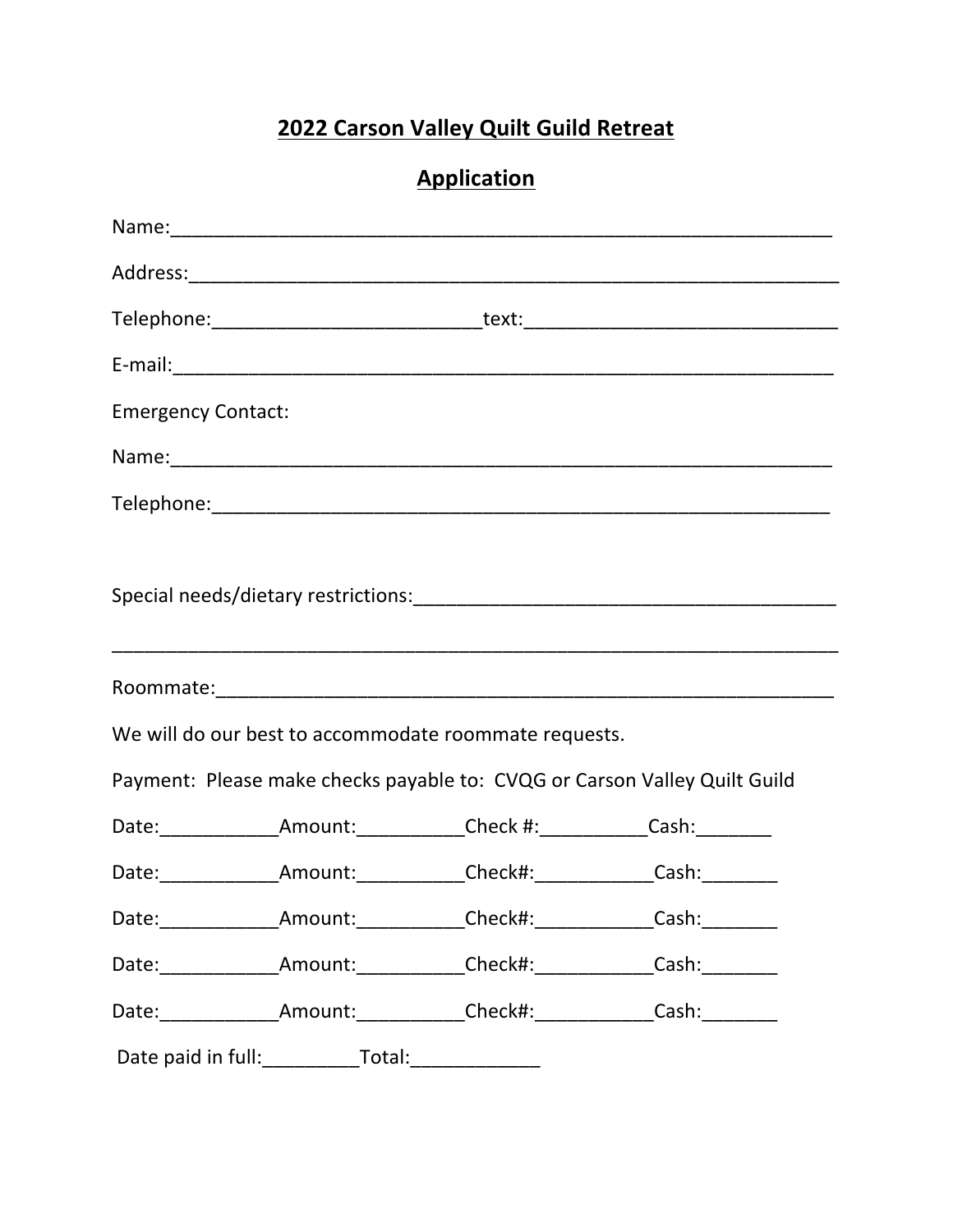# 2022 Carson Valley Quilt Guild Retreat

## Application

Name:_______________________________________________________________

Address:_____________________________________________________________

Telephone:_________________________text:_____________________________

E-mail:______________________________________________________________

Emergency Contact:

Name:_______________________________________________________________

Telephone:___________________________________________________________

Special needs/dietary restrictions:_______________________________________

_____________________________________________________________________

Roommate:___________________________________________________________

We will do our best to accommodate roommate requests.

Payment: Please make checks payable to: CVQG or Carson Valley Quilt Guild

Date:___________Amount:__________Check #:__________Cash:_______

Date:___________Amount:__________Check#:___________Cash:_______

Date:___________Amount:__________Check#:___________Cash:_______

Date:___________Amount:__________Check#:___________Cash:_______

Date:___________Amount:__________Check#:___________Cash:_______

Date paid in full:_________Total:____________